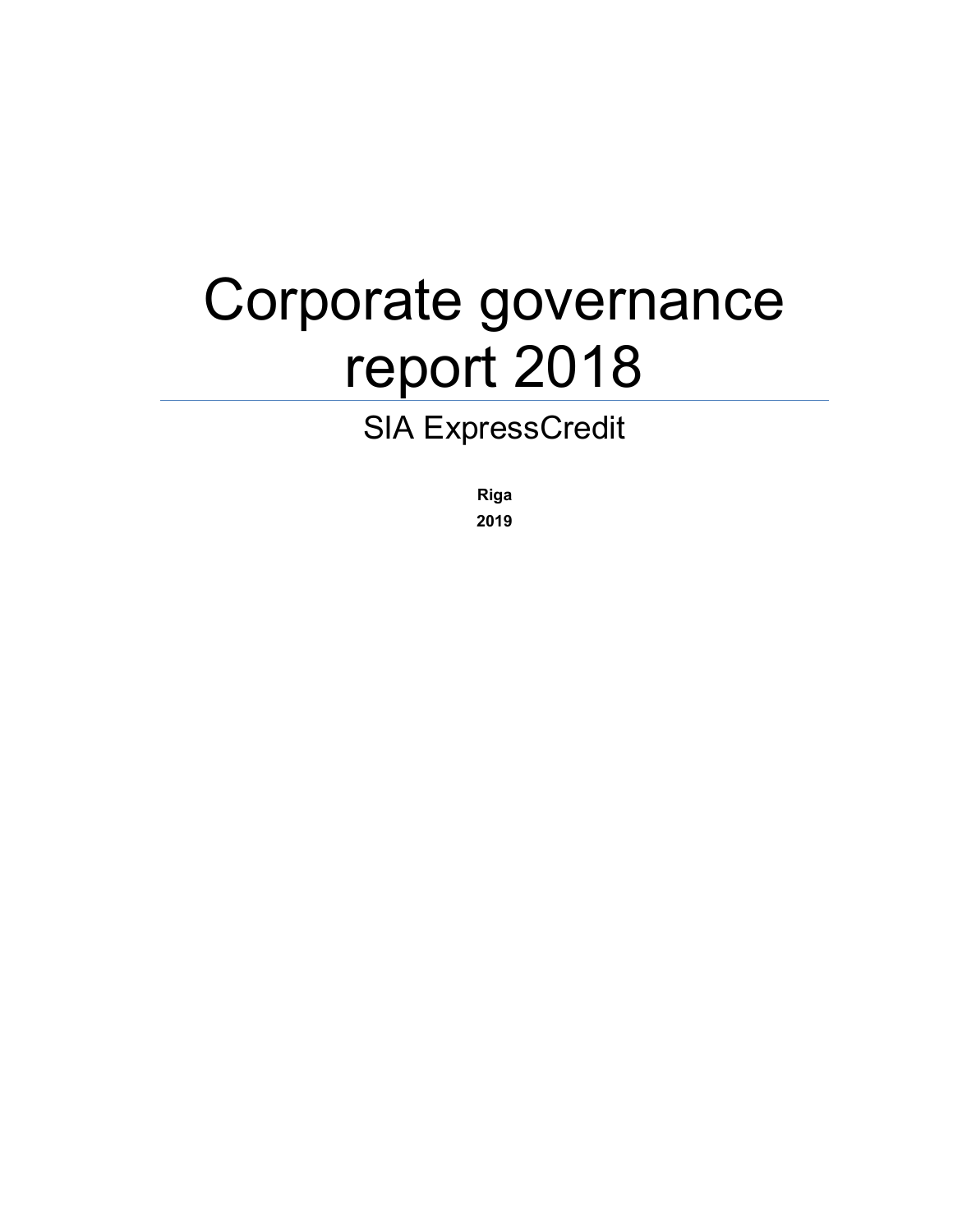# Corporate governance report 2018

## SIA ExpressCredit

**Riga**

**2019**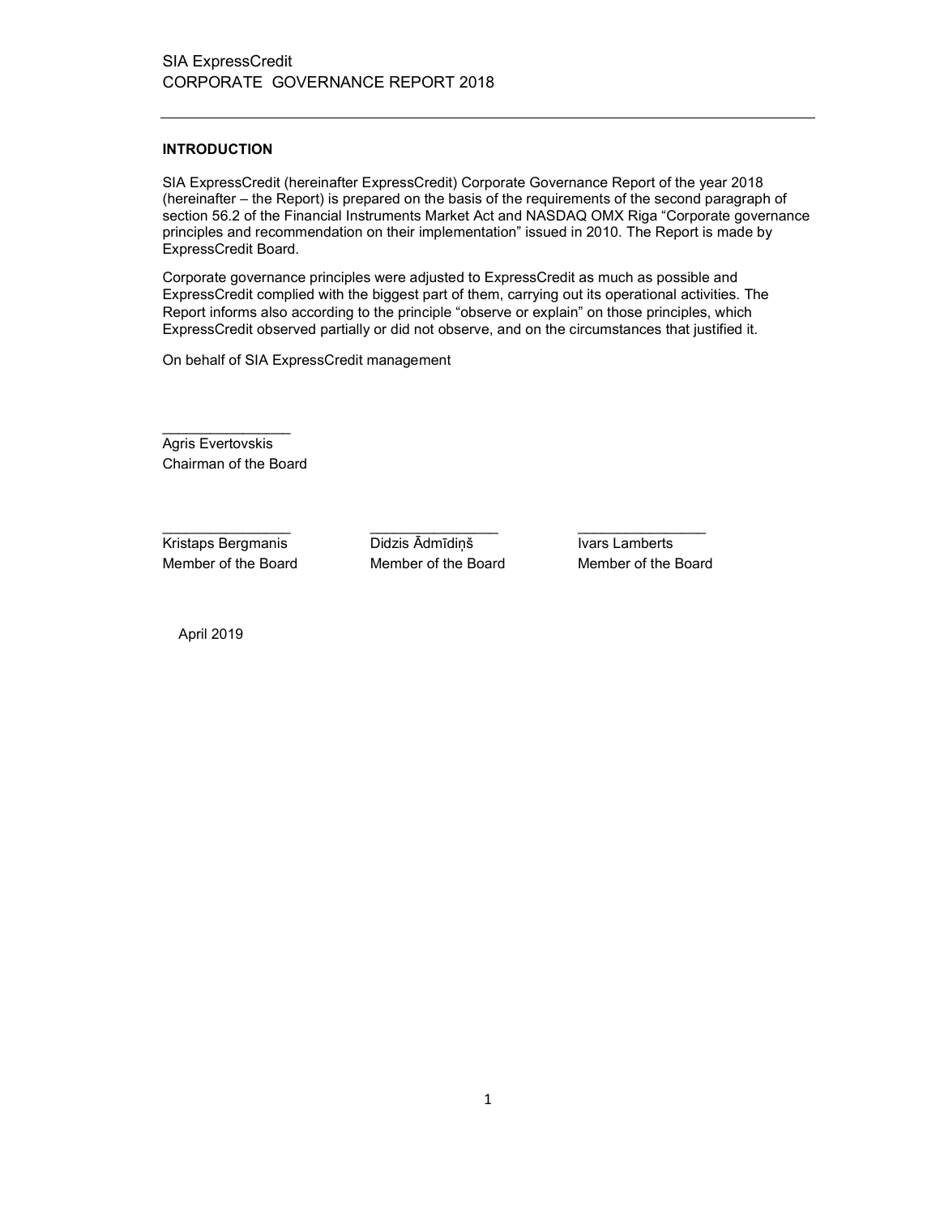SIA ExpressCredit
CORPORATE GOVERNANCE REPORT 2018

## INTRODUCTION

SIA ExpressCredit (hereinafter ExpressCredit) Corporate Governance Report of the year 2018 (hereinafter – the Report) is prepared on the basis of the requirements of the second paragraph of section 56.2 of the Financial Instruments Market Act and NASDAQ OMX Riga "Corporate governance principles and recommendation on their implementation" issued in 2010. The Report is made by ExpressCredit Board.

Corporate governance principles were adjusted to ExpressCredit as much as possible and ExpressCredit complied with the biggest part of them, carrying out its operational activities. The Report informs also according to the principle "observe or explain" on those principles, which ExpressCredit observed partially or did not observe, and on the circumstances that justified it.

On behalf of SIA ExpressCredit management

\_\_\_\_\_\_\_\_\_\_\_\_\_\_\_\_
Agris Evertovskis
Chairman of the Board

| \_\_\_\_\_\_\_\_\_\_\_\_\_\_\_\_ | \_\_\_\_\_\_\_\_\_\_\_\_\_\_\_\_ | \_\_\_\_\_\_\_\_\_\_\_\_\_\_\_\_ |
|---|---|---|
| Kristaps Bergmanis | Didzis Ādmīdiņš | Ivars Lamberts |
| Member of the Board | Member of the Board | Member of the Board |

April 2019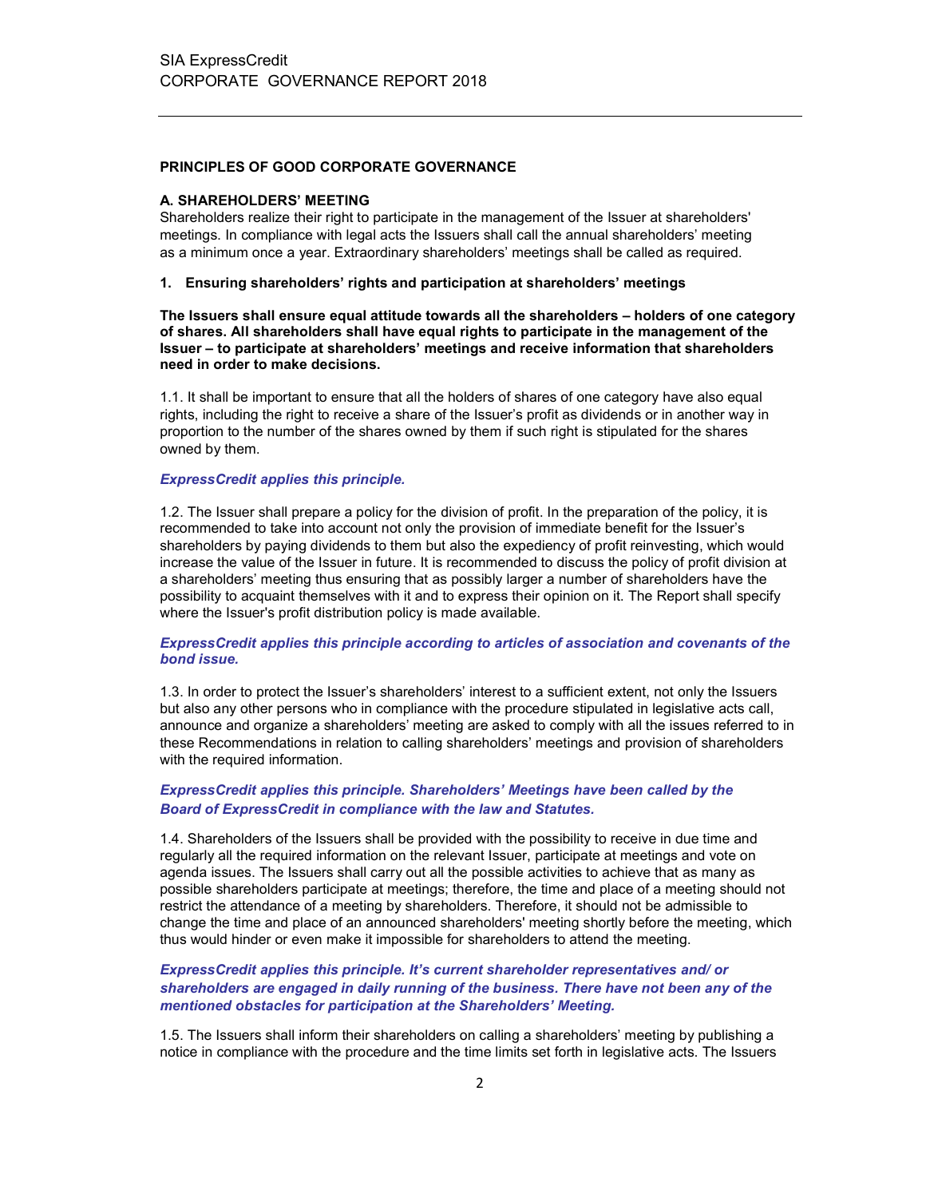## PRINCIPLES OF GOOD CORPORATE GOVERNANCE

### A. SHAREHOLDERS' MEETING

Shareholders realize their right to participate in the management of the Issuer at shareholders' meetings. In compliance with legal acts the Issuers shall call the annual shareholders' meeting as a minimum once a year. Extraordinary shareholders' meetings shall be called as required.

#### 1. Ensuring shareholders' rights and participation at shareholders' meetings

**The Issuers shall ensure equal attitude towards all the shareholders – holders of one category of shares. All shareholders shall have equal rights to participate in the management of the Issuer – to participate at shareholders' meetings and receive information that shareholders need in order to make decisions.**

1.1. It shall be important to ensure that all the holders of shares of one category have also equal rights, including the right to receive a share of the Issuer's profit as dividends or in another way in proportion to the number of the shares owned by them if such right is stipulated for the shares owned by them.

***ExpressCredit applies this principle.***

1.2. The Issuer shall prepare a policy for the division of profit. In the preparation of the policy, it is recommended to take into account not only the provision of immediate benefit for the Issuer's shareholders by paying dividends to them but also the expediency of profit reinvesting, which would increase the value of the Issuer in future. It is recommended to discuss the policy of profit division at a shareholders' meeting thus ensuring that as possibly larger a number of shareholders have the possibility to acquaint themselves with it and to express their opinion on it. The Report shall specify where the Issuer's profit distribution policy is made available.

***ExpressCredit applies this principle according to articles of association and covenants of the bond issue.***

1.3. In order to protect the Issuer's shareholders' interest to a sufficient extent, not only the Issuers but also any other persons who in compliance with the procedure stipulated in legislative acts call, announce and organize a shareholders' meeting are asked to comply with all the issues referred to in these Recommendations in relation to calling shareholders' meetings and provision of shareholders with the required information.

***ExpressCredit applies this principle. Shareholders' Meetings have been called by the Board of ExpressCredit in compliance with the law and Statutes.***

1.4. Shareholders of the Issuers shall be provided with the possibility to receive in due time and regularly all the required information on the relevant Issuer, participate at meetings and vote on agenda issues. The Issuers shall carry out all the possible activities to achieve that as many as possible shareholders participate at meetings; therefore, the time and place of a meeting should not restrict the attendance of a meeting by shareholders. Therefore, it should not be admissible to change the time and place of an announced shareholders' meeting shortly before the meeting, which thus would hinder or even make it impossible for shareholders to attend the meeting.

***ExpressCredit applies this principle. It's current shareholder representatives and/ or shareholders are engaged in daily running of the business. There have not been any of the mentioned obstacles for participation at the Shareholders' Meeting.***

1.5. The Issuers shall inform their shareholders on calling a shareholders' meeting by publishing a notice in compliance with the procedure and the time limits set forth in legislative acts. The Issuers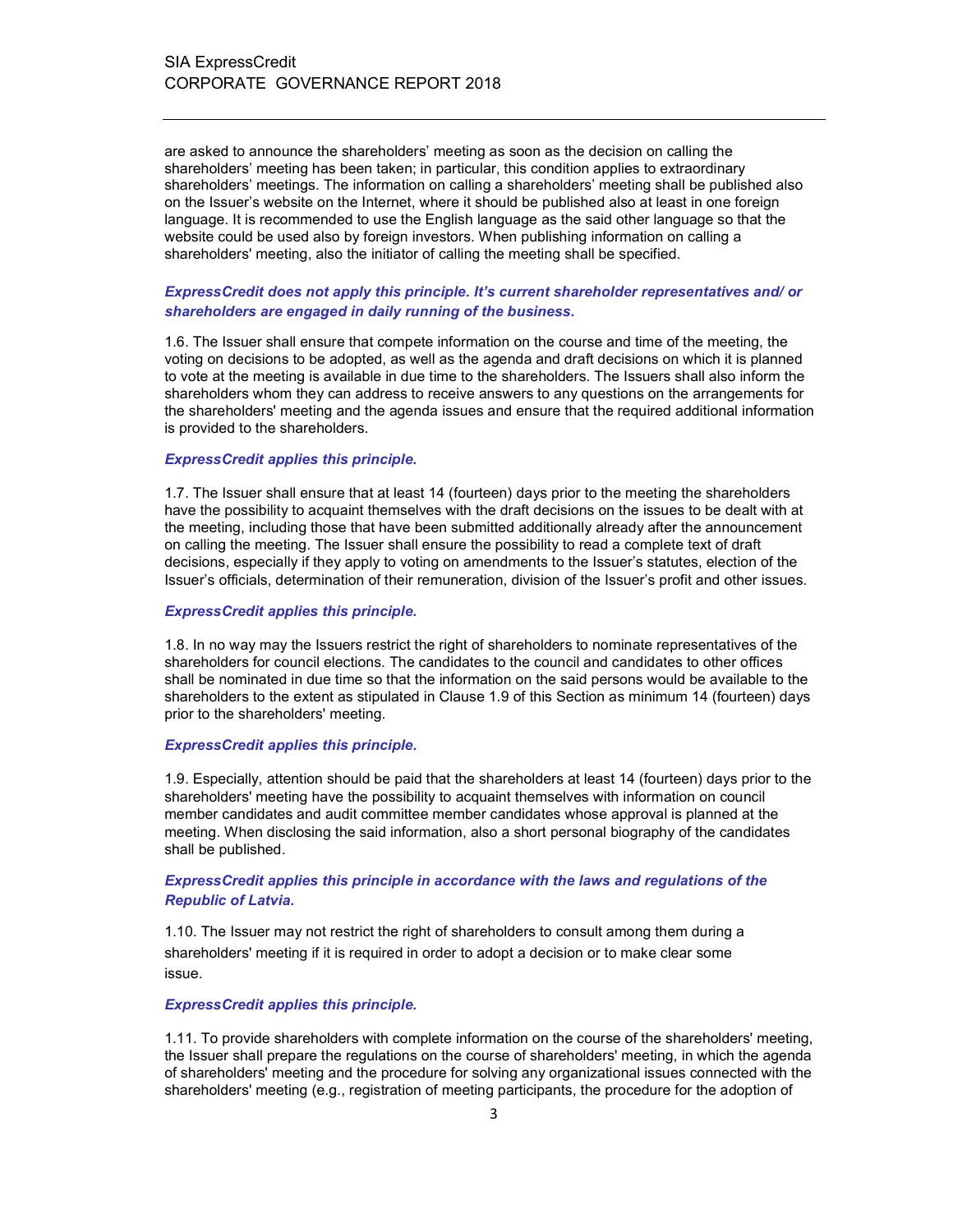are asked to announce the shareholders' meeting as soon as the decision on calling the shareholders' meeting has been taken; in particular, this condition applies to extraordinary shareholders' meetings. The information on calling a shareholders' meeting shall be published also on the Issuer's website on the Internet, where it should be published also at least in one foreign language. It is recommended to use the English language as the said other language so that the website could be used also by foreign investors. When publishing information on calling a shareholders' meeting, also the initiator of calling the meeting shall be specified.

***ExpressCredit does not apply this principle. It's current shareholder representatives and/ or shareholders are engaged in daily running of the business.***

1.6. The Issuer shall ensure that compete information on the course and time of the meeting, the voting on decisions to be adopted, as well as the agenda and draft decisions on which it is planned to vote at the meeting is available in due time to the shareholders. The Issuers shall also inform the shareholders whom they can address to receive answers to any questions on the arrangements for the shareholders' meeting and the agenda issues and ensure that the required additional information is provided to the shareholders.

***ExpressCredit applies this principle.***

1.7. The Issuer shall ensure that at least 14 (fourteen) days prior to the meeting the shareholders have the possibility to acquaint themselves with the draft decisions on the issues to be dealt with at the meeting, including those that have been submitted additionally already after the announcement on calling the meeting. The Issuer shall ensure the possibility to read a complete text of draft decisions, especially if they apply to voting on amendments to the Issuer's statutes, election of the Issuer's officials, determination of their remuneration, division of the Issuer's profit and other issues.

***ExpressCredit applies this principle.***

1.8. In no way may the Issuers restrict the right of shareholders to nominate representatives of the shareholders for council elections. The candidates to the council and candidates to other offices shall be nominated in due time so that the information on the said persons would be available to the shareholders to the extent as stipulated in Clause 1.9 of this Section as minimum 14 (fourteen) days prior to the shareholders' meeting.

***ExpressCredit applies this principle.***

1.9. Especially, attention should be paid that the shareholders at least 14 (fourteen) days prior to the shareholders' meeting have the possibility to acquaint themselves with information on council member candidates and audit committee member candidates whose approval is planned at the meeting. When disclosing the said information, also a short personal biography of the candidates shall be published.

***ExpressCredit applies this principle in accordance with the laws and regulations of the Republic of Latvia.***

1.10. The Issuer may not restrict the right of shareholders to consult among them during a shareholders' meeting if it is required in order to adopt a decision or to make clear some issue.

***ExpressCredit applies this principle.***

1.11. To provide shareholders with complete information on the course of the shareholders' meeting, the Issuer shall prepare the regulations on the course of shareholders' meeting, in which the agenda of shareholders' meeting and the procedure for solving any organizational issues connected with the shareholders' meeting (e.g., registration of meeting participants, the procedure for the adoption of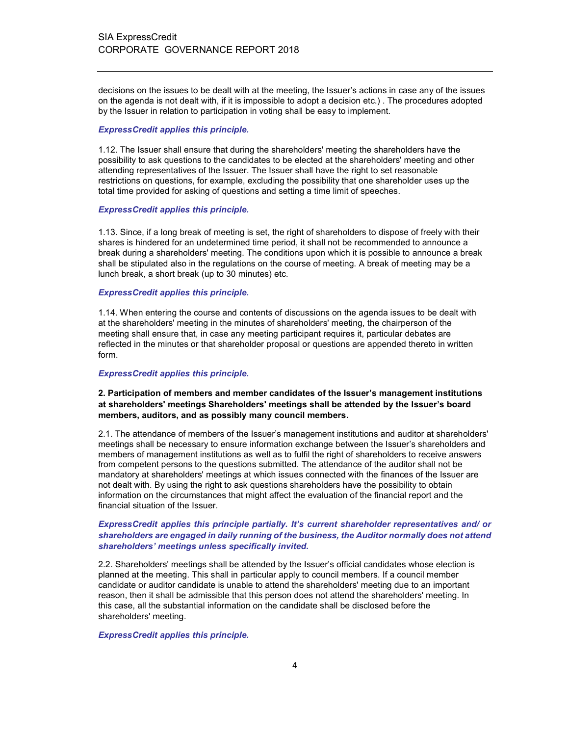decisions on the issues to be dealt with at the meeting, the Issuer's actions in case any of the issues on the agenda is not dealt with, if it is impossible to adopt a decision etc.) . The procedures adopted by the Issuer in relation to participation in voting shall be easy to implement.

***ExpressCredit applies this principle.***

1.12. The Issuer shall ensure that during the shareholders' meeting the shareholders have the possibility to ask questions to the candidates to be elected at the shareholders' meeting and other attending representatives of the Issuer. The Issuer shall have the right to set reasonable restrictions on questions, for example, excluding the possibility that one shareholder uses up the total time provided for asking of questions and setting a time limit of speeches.

***ExpressCredit applies this principle.***

1.13. Since, if a long break of meeting is set, the right of shareholders to dispose of freely with their shares is hindered for an undetermined time period, it shall not be recommended to announce a break during a shareholders' meeting. The conditions upon which it is possible to announce a break shall be stipulated also in the regulations on the course of meeting. A break of meeting may be a lunch break, a short break (up to 30 minutes) etc.

***ExpressCredit applies this principle.***

1.14. When entering the course and contents of discussions on the agenda issues to be dealt with at the shareholders' meeting in the minutes of shareholders' meeting, the chairperson of the meeting shall ensure that, in case any meeting participant requires it, particular debates are reflected in the minutes or that shareholder proposal or questions are appended thereto in written form.

***ExpressCredit applies this principle.***

**2. Participation of members and member candidates of the Issuer's management institutions at shareholders' meetings Shareholders' meetings shall be attended by the Issuer's board members, auditors, and as possibly many council members.**

2.1. The attendance of members of the Issuer's management institutions and auditor at shareholders' meetings shall be necessary to ensure information exchange between the Issuer's shareholders and members of management institutions as well as to fulfil the right of shareholders to receive answers from competent persons to the questions submitted. The attendance of the auditor shall not be mandatory at shareholders' meetings at which issues connected with the finances of the Issuer are not dealt with. By using the right to ask questions shareholders have the possibility to obtain information on the circumstances that might affect the evaluation of the financial report and the financial situation of the Issuer.

***ExpressCredit applies this principle partially. It's current shareholder representatives and/ or shareholders are engaged in daily running of the business, the Auditor normally does not attend shareholders' meetings unless specifically invited.***

2.2. Shareholders' meetings shall be attended by the Issuer's official candidates whose election is planned at the meeting. This shall in particular apply to council members. If a council member candidate or auditor candidate is unable to attend the shareholders' meeting due to an important reason, then it shall be admissible that this person does not attend the shareholders' meeting. In this case, all the substantial information on the candidate shall be disclosed before the shareholders' meeting.

***ExpressCredit applies this principle.***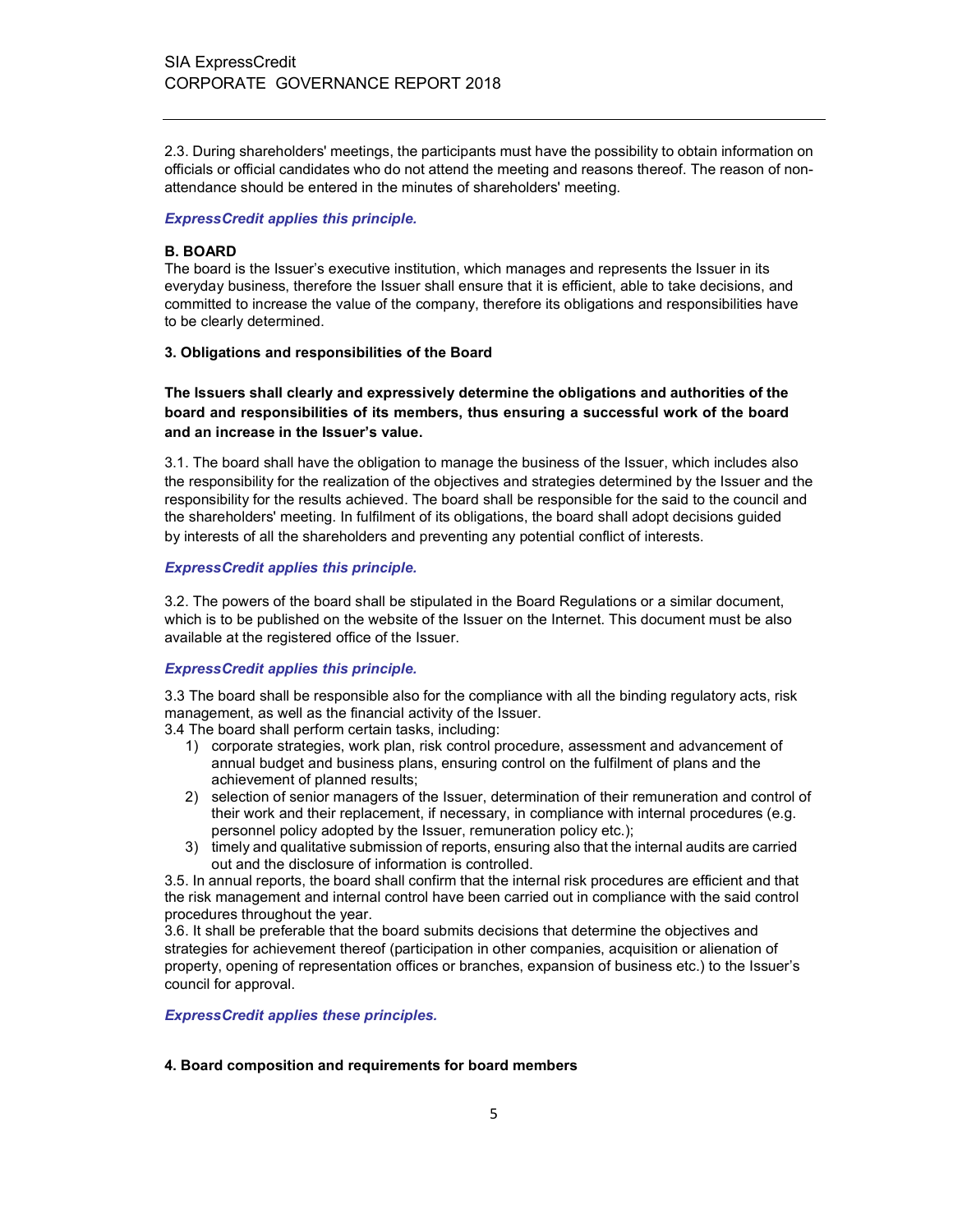2.3. During shareholders' meetings, the participants must have the possibility to obtain information on officials or official candidates who do not attend the meeting and reasons thereof. The reason of non-attendance should be entered in the minutes of shareholders' meeting.

***ExpressCredit applies this principle.***

## B. BOARD

The board is the Issuer's executive institution, which manages and represents the Issuer in its everyday business, therefore the Issuer shall ensure that it is efficient, able to take decisions, and committed to increase the value of the company, therefore its obligations and responsibilities have to be clearly determined.

### 3. Obligations and responsibilities of the Board

**The Issuers shall clearly and expressively determine the obligations and authorities of the board and responsibilities of its members, thus ensuring a successful work of the board and an increase in the Issuer's value.**

3.1. The board shall have the obligation to manage the business of the Issuer, which includes also the responsibility for the realization of the objectives and strategies determined by the Issuer and the responsibility for the results achieved. The board shall be responsible for the said to the council and the shareholders' meeting. In fulfilment of its obligations, the board shall adopt decisions guided by interests of all the shareholders and preventing any potential conflict of interests.

***ExpressCredit applies this principle.***

3.2. The powers of the board shall be stipulated in the Board Regulations or a similar document, which is to be published on the website of the Issuer on the Internet. This document must be also available at the registered office of the Issuer.

***ExpressCredit applies this principle.***

3.3 The board shall be responsible also for the compliance with all the binding regulatory acts, risk management, as well as the financial activity of the Issuer.

3.4 The board shall perform certain tasks, including:

1) corporate strategies, work plan, risk control procedure, assessment and advancement of annual budget and business plans, ensuring control on the fulfilment of plans and the achievement of planned results;
2) selection of senior managers of the Issuer, determination of their remuneration and control of their work and their replacement, if necessary, in compliance with internal procedures (e.g. personnel policy adopted by the Issuer, remuneration policy etc.);
3) timely and qualitative submission of reports, ensuring also that the internal audits are carried out and the disclosure of information is controlled.

3.5. In annual reports, the board shall confirm that the internal risk procedures are efficient and that the risk management and internal control have been carried out in compliance with the said control procedures throughout the year.

3.6. It shall be preferable that the board submits decisions that determine the objectives and strategies for achievement thereof (participation in other companies, acquisition or alienation of property, opening of representation offices or branches, expansion of business etc.) to the Issuer's council for approval.

***ExpressCredit applies these principles.***

### 4. Board composition and requirements for board members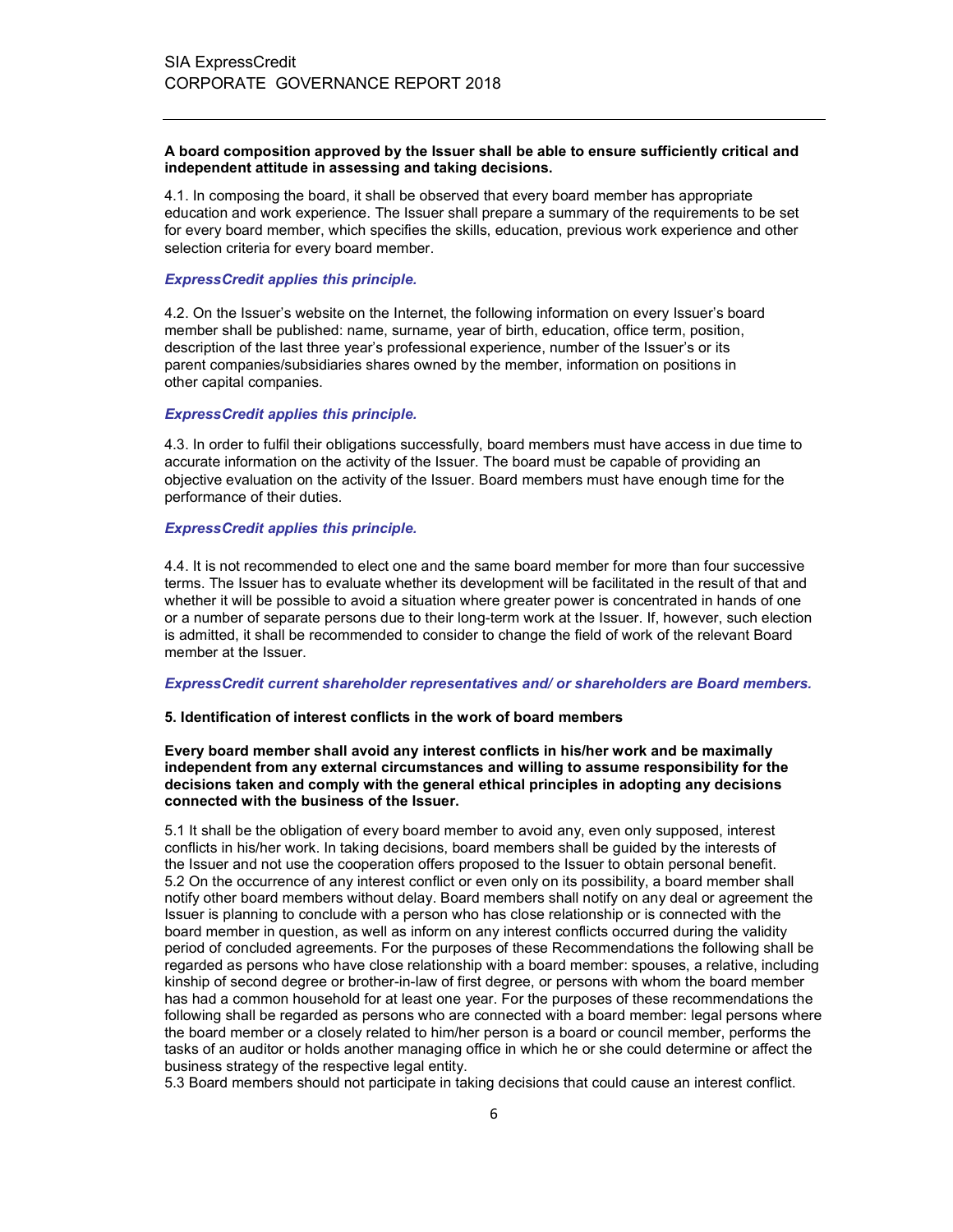**A board composition approved by the Issuer shall be able to ensure sufficiently critical and independent attitude in assessing and taking decisions.**

4.1. In composing the board, it shall be observed that every board member has appropriate education and work experience. The Issuer shall prepare a summary of the requirements to be set for every board member, which specifies the skills, education, previous work experience and other selection criteria for every board member.

***ExpressCredit applies this principle.***

4.2. On the Issuer's website on the Internet, the following information on every Issuer's board member shall be published: name, surname, year of birth, education, office term, position, description of the last three year's professional experience, number of the Issuer's or its parent companies/subsidiaries shares owned by the member, information on positions in other capital companies.

***ExpressCredit applies this principle.***

4.3. In order to fulfil their obligations successfully, board members must have access in due time to accurate information on the activity of the Issuer. The board must be capable of providing an objective evaluation on the activity of the Issuer. Board members must have enough time for the performance of their duties.

***ExpressCredit applies this principle.***

4.4. It is not recommended to elect one and the same board member for more than four successive terms. The Issuer has to evaluate whether its development will be facilitated in the result of that and whether it will be possible to avoid a situation where greater power is concentrated in hands of one or a number of separate persons due to their long-term work at the Issuer. If, however, such election is admitted, it shall be recommended to consider to change the field of work of the relevant Board member at the Issuer.

***ExpressCredit current shareholder representatives and/ or shareholders are Board members.***

### 5. Identification of interest conflicts in the work of board members

**Every board member shall avoid any interest conflicts in his/her work and be maximally independent from any external circumstances and willing to assume responsibility for the decisions taken and comply with the general ethical principles in adopting any decisions connected with the business of the Issuer.**

5.1 It shall be the obligation of every board member to avoid any, even only supposed, interest conflicts in his/her work. In taking decisions, board members shall be guided by the interests of the Issuer and not use the cooperation offers proposed to the Issuer to obtain personal benefit.
5.2 On the occurrence of any interest conflict or even only on its possibility, a board member shall notify other board members without delay. Board members shall notify on any deal or agreement the Issuer is planning to conclude with a person who has close relationship or is connected with the board member in question, as well as inform on any interest conflicts occurred during the validity period of concluded agreements. For the purposes of these Recommendations the following shall be regarded as persons who have close relationship with a board member: spouses, a relative, including kinship of second degree or brother-in-law of first degree, or persons with whom the board member has had a common household for at least one year. For the purposes of these recommendations the following shall be regarded as persons who are connected with a board member: legal persons where the board member or a closely related to him/her person is a board or council member, performs the tasks of an auditor or holds another managing office in which he or she could determine or affect the business strategy of the respective legal entity.
5.3 Board members should not participate in taking decisions that could cause an interest conflict.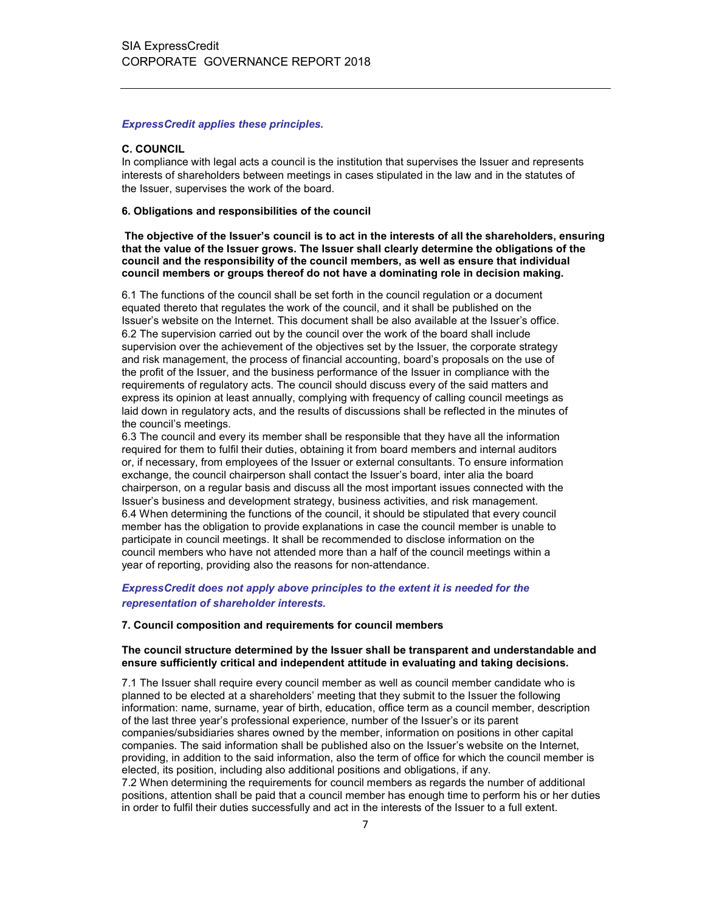*ExpressCredit applies these principles.*

**C. COUNCIL**

In compliance with legal acts a council is the institution that supervises the Issuer and represents interests of shareholders between meetings in cases stipulated in the law and in the statutes of the Issuer, supervises the work of the board.

**6. Obligations and responsibilities of the council**

**The objective of the Issuer's council is to act in the interests of all the shareholders, ensuring that the value of the Issuer grows. The Issuer shall clearly determine the obligations of the council and the responsibility of the council members, as well as ensure that individual council members or groups thereof do not have a dominating role in decision making.**

6.1 The functions of the council shall be set forth in the council regulation or a document equated thereto that regulates the work of the council, and it shall be published on the Issuer's website on the Internet. This document shall be also available at the Issuer's office.
6.2 The supervision carried out by the council over the work of the board shall include supervision over the achievement of the objectives set by the Issuer, the corporate strategy and risk management, the process of financial accounting, board's proposals on the use of the profit of the Issuer, and the business performance of the Issuer in compliance with the requirements of regulatory acts. The council should discuss every of the said matters and express its opinion at least annually, complying with frequency of calling council meetings as laid down in regulatory acts, and the results of discussions shall be reflected in the minutes of the council's meetings.
6.3 The council and every its member shall be responsible that they have all the information required for them to fulfil their duties, obtaining it from board members and internal auditors or, if necessary, from employees of the Issuer or external consultants. To ensure information exchange, the council chairperson shall contact the Issuer's board, inter alia the board chairperson, on a regular basis and discuss all the most important issues connected with the Issuer's business and development strategy, business activities, and risk management.
6.4 When determining the functions of the council, it should be stipulated that every council member has the obligation to provide explanations in case the council member is unable to participate in council meetings. It shall be recommended to disclose information on the council members who have not attended more than a half of the council meetings within a year of reporting, providing also the reasons for non-attendance.

*ExpressCredit does not apply above principles to the extent it is needed for the representation of shareholder interests.*

**7. Council composition and requirements for council members**

**The council structure determined by the Issuer shall be transparent and understandable and ensure sufficiently critical and independent attitude in evaluating and taking decisions.**

7.1 The Issuer shall require every council member as well as council member candidate who is planned to be elected at a shareholders' meeting that they submit to the Issuer the following information: name, surname, year of birth, education, office term as a council member, description of the last three year's professional experience, number of the Issuer's or its parent companies/subsidiaries shares owned by the member, information on positions in other capital companies. The said information shall be published also on the Issuer's website on the Internet, providing, in addition to the said information, also the term of office for which the council member is elected, its position, including also additional positions and obligations, if any.
7.2 When determining the requirements for council members as regards the number of additional positions, attention shall be paid that a council member has enough time to perform his or her duties in order to fulfil their duties successfully and act in the interests of the Issuer to a full extent.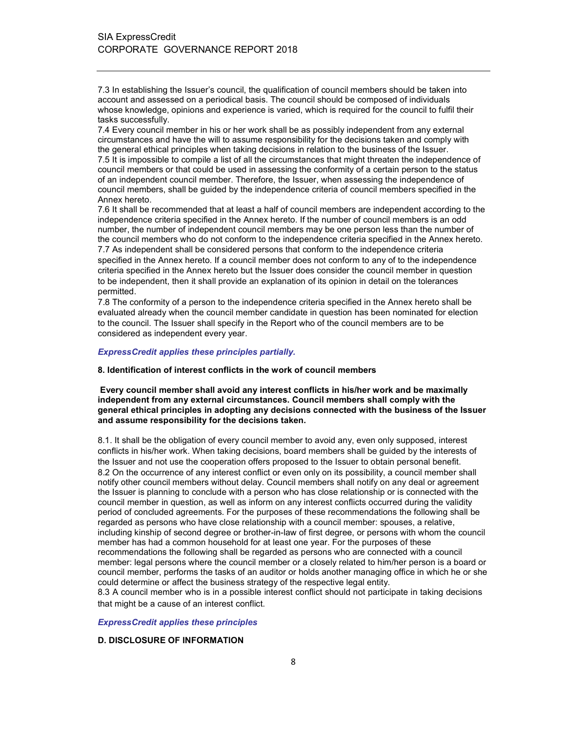7.3 In establishing the Issuer's council, the qualification of council members should be taken into account and assessed on a periodical basis. The council should be composed of individuals whose knowledge, opinions and experience is varied, which is required for the council to fulfil their tasks successfully.
7.4 Every council member in his or her work shall be as possibly independent from any external circumstances and have the will to assume responsibility for the decisions taken and comply with the general ethical principles when taking decisions in relation to the business of the Issuer.
7.5 It is impossible to compile a list of all the circumstances that might threaten the independence of council members or that could be used in assessing the conformity of a certain person to the status of an independent council member. Therefore, the Issuer, when assessing the independence of council members, shall be guided by the independence criteria of council members specified in the Annex hereto.
7.6 It shall be recommended that at least a half of council members are independent according to the independence criteria specified in the Annex hereto. If the number of council members is an odd number, the number of independent council members may be one person less than the number of the council members who do not conform to the independence criteria specified in the Annex hereto.
7.7 As independent shall be considered persons that conform to the independence criteria specified in the Annex hereto. If a council member does not conform to any of to the independence criteria specified in the Annex hereto but the Issuer does consider the council member in question to be independent, then it shall provide an explanation of its opinion in detail on the tolerances permitted.
7.8 The conformity of a person to the independence criteria specified in the Annex hereto shall be evaluated already when the council member candidate in question has been nominated for election to the council. The Issuer shall specify in the Report who of the council members are to be considered as independent every year.

***ExpressCredit applies these principles partially.***

**8. Identification of interest conflicts in the work of council members**

**Every council member shall avoid any interest conflicts in his/her work and be maximally independent from any external circumstances. Council members shall comply with the general ethical principles in adopting any decisions connected with the business of the Issuer and assume responsibility for the decisions taken.**

8.1. It shall be the obligation of every council member to avoid any, even only supposed, interest conflicts in his/her work. When taking decisions, board members shall be guided by the interests of the Issuer and not use the cooperation offers proposed to the Issuer to obtain personal benefit.
8.2 On the occurrence of any interest conflict or even only on its possibility, a council member shall notify other council members without delay. Council members shall notify on any deal or agreement the Issuer is planning to conclude with a person who has close relationship or is connected with the council member in question, as well as inform on any interest conflicts occurred during the validity period of concluded agreements. For the purposes of these recommendations the following shall be regarded as persons who have close relationship with a council member: spouses, a relative, including kinship of second degree or brother-in-law of first degree, or persons with whom the council member has had a common household for at least one year. For the purposes of these recommendations the following shall be regarded as persons who are connected with a council member: legal persons where the council member or a closely related to him/her person is a board or council member, performs the tasks of an auditor or holds another managing office in which he or she could determine or affect the business strategy of the respective legal entity.
8.3 A council member who is in a possible interest conflict should not participate in taking decisions that might be a cause of an interest conflict.

***ExpressCredit applies these principles***

**D. DISCLOSURE OF INFORMATION**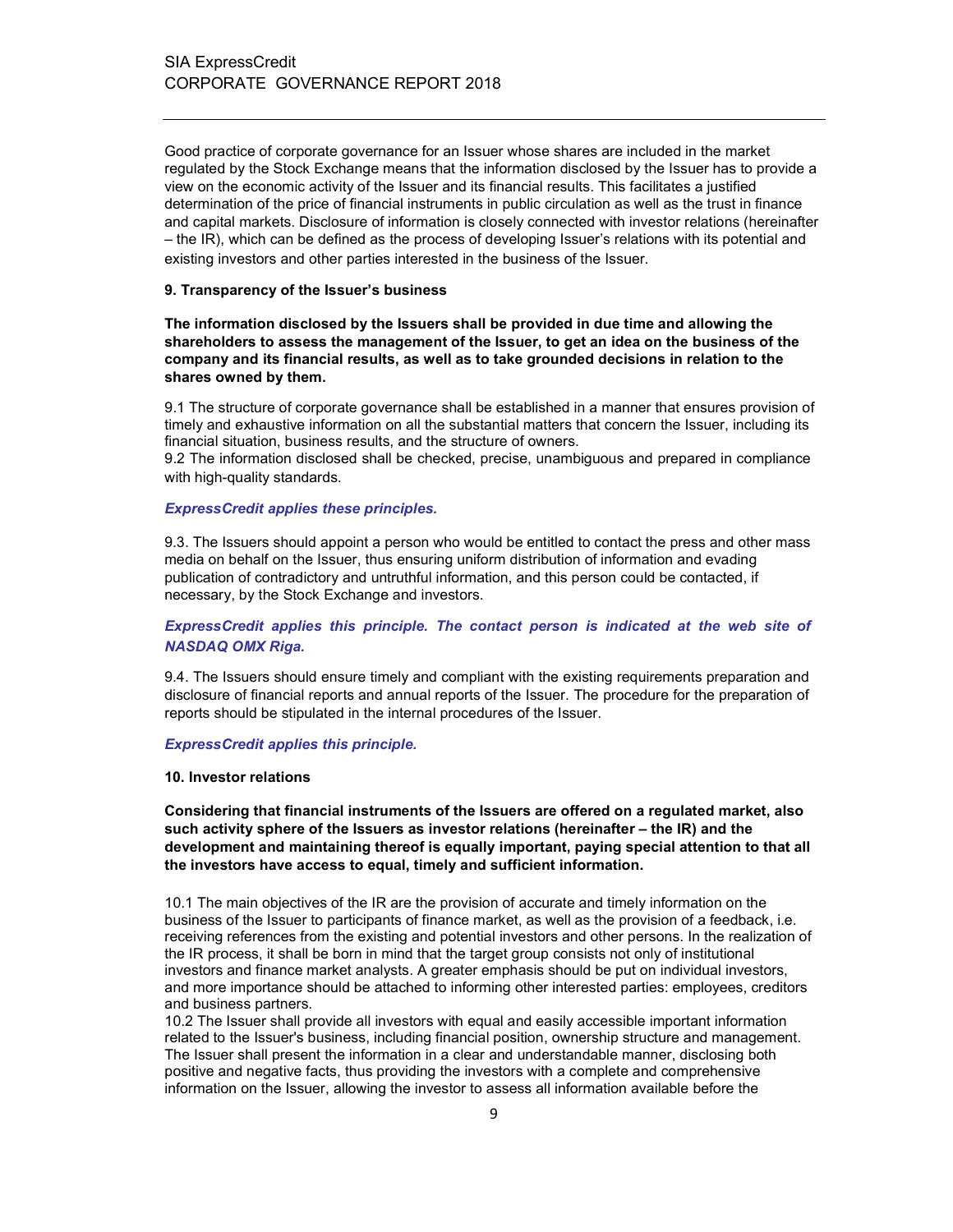Good practice of corporate governance for an Issuer whose shares are included in the market regulated by the Stock Exchange means that the information disclosed by the Issuer has to provide a view on the economic activity of the Issuer and its financial results. This facilitates a justified determination of the price of financial instruments in public circulation as well as the trust in finance and capital markets. Disclosure of information is closely connected with investor relations (hereinafter – the IR), which can be defined as the process of developing Issuer's relations with its potential and existing investors and other parties interested in the business of the Issuer.

**9. Transparency of the Issuer's business**

**The information disclosed by the Issuers shall be provided in due time and allowing the shareholders to assess the management of the Issuer, to get an idea on the business of the company and its financial results, as well as to take grounded decisions in relation to the shares owned by them.**

9.1 The structure of corporate governance shall be established in a manner that ensures provision of timely and exhaustive information on all the substantial matters that concern the Issuer, including its financial situation, business results, and the structure of owners.
9.2 The information disclosed shall be checked, precise, unambiguous and prepared in compliance with high-quality standards.

***ExpressCredit applies these principles.***

9.3. The Issuers should appoint a person who would be entitled to contact the press and other mass media on behalf on the Issuer, thus ensuring uniform distribution of information and evading publication of contradictory and untruthful information, and this person could be contacted, if necessary, by the Stock Exchange and investors.

***ExpressCredit applies this principle. The contact person is indicated at the web site of NASDAQ OMX Riga.***

9.4. The Issuers should ensure timely and compliant with the existing requirements preparation and disclosure of financial reports and annual reports of the Issuer. The procedure for the preparation of reports should be stipulated in the internal procedures of the Issuer.

***ExpressCredit applies this principle.***

**10. Investor relations**

**Considering that financial instruments of the Issuers are offered on a regulated market, also such activity sphere of the Issuers as investor relations (hereinafter – the IR) and the development and maintaining thereof is equally important, paying special attention to that all the investors have access to equal, timely and sufficient information.**

10.1 The main objectives of the IR are the provision of accurate and timely information on the business of the Issuer to participants of finance market, as well as the provision of a feedback, i.e. receiving references from the existing and potential investors and other persons. In the realization of the IR process, it shall be born in mind that the target group consists not only of institutional investors and finance market analysts. A greater emphasis should be put on individual investors, and more importance should be attached to informing other interested parties: employees, creditors and business partners.
10.2 The Issuer shall provide all investors with equal and easily accessible important information related to the Issuer's business, including financial position, ownership structure and management. The Issuer shall present the information in a clear and understandable manner, disclosing both positive and negative facts, thus providing the investors with a complete and comprehensive information on the Issuer, allowing the investor to assess all information available before the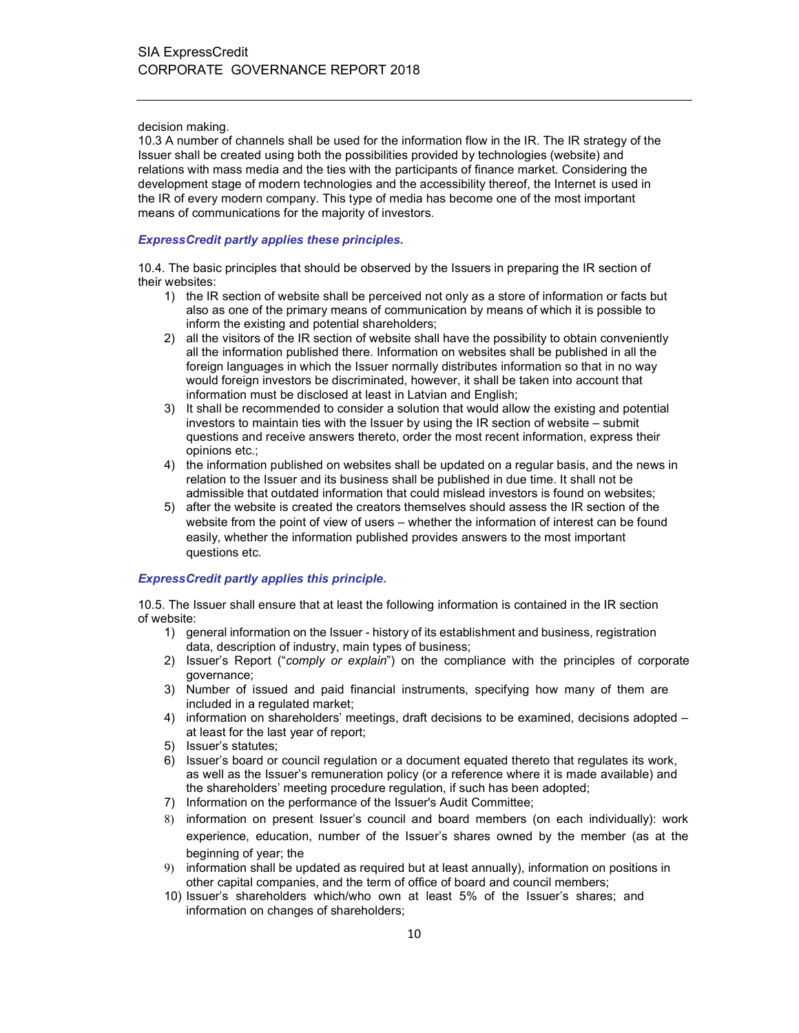decision making.

10.3 A number of channels shall be used for the information flow in the IR. The IR strategy of the Issuer shall be created using both the possibilities provided by technologies (website) and relations with mass media and the ties with the participants of finance market. Considering the development stage of modern technologies and the accessibility thereof, the Internet is used in the IR of every modern company. This type of media has become one of the most important means of communications for the majority of investors.

***ExpressCredit partly applies these principles.***

10.4. The basic principles that should be observed by the Issuers in preparing the IR section of their websites:

1) the IR section of website shall be perceived not only as a store of information or facts but also as one of the primary means of communication by means of which it is possible to inform the existing and potential shareholders;
2) all the visitors of the IR section of website shall have the possibility to obtain conveniently all the information published there. Information on websites shall be published in all the foreign languages in which the Issuer normally distributes information so that in no way would foreign investors be discriminated, however, it shall be taken into account that information must be disclosed at least in Latvian and English;
3) It shall be recommended to consider a solution that would allow the existing and potential investors to maintain ties with the Issuer by using the IR section of website – submit questions and receive answers thereto, order the most recent information, express their opinions etc.;
4) the information published on websites shall be updated on a regular basis, and the news in relation to the Issuer and its business shall be published in due time. It shall not be admissible that outdated information that could mislead investors is found on websites;
5) after the website is created the creators themselves should assess the IR section of the website from the point of view of users – whether the information of interest can be found easily, whether the information published provides answers to the most important questions etc.

***ExpressCredit partly applies this principle.***

10.5. The Issuer shall ensure that at least the following information is contained in the IR section of website:

1) general information on the Issuer - history of its establishment and business, registration data, description of industry, main types of business;
2) Issuer's Report ("*comply or explain*") on the compliance with the principles of corporate governance;
3) Number of issued and paid financial instruments, specifying how many of them are included in a regulated market;
4) information on shareholders' meetings, draft decisions to be examined, decisions adopted – at least for the last year of report;
5) Issuer's statutes;
6) Issuer's board or council regulation or a document equated thereto that regulates its work, as well as the Issuer's remuneration policy (or a reference where it is made available) and the shareholders' meeting procedure regulation, if such has been adopted;
7) Information on the performance of the Issuer's Audit Committee;
8) information on present Issuer's council and board members (on each individually): work experience, education, number of the Issuer's shares owned by the member (as at the beginning of year; the
9) information shall be updated as required but at least annually), information on positions in other capital companies, and the term of office of board and council members;
10) Issuer's shareholders which/who own at least 5% of the Issuer's shares; and information on changes of shareholders;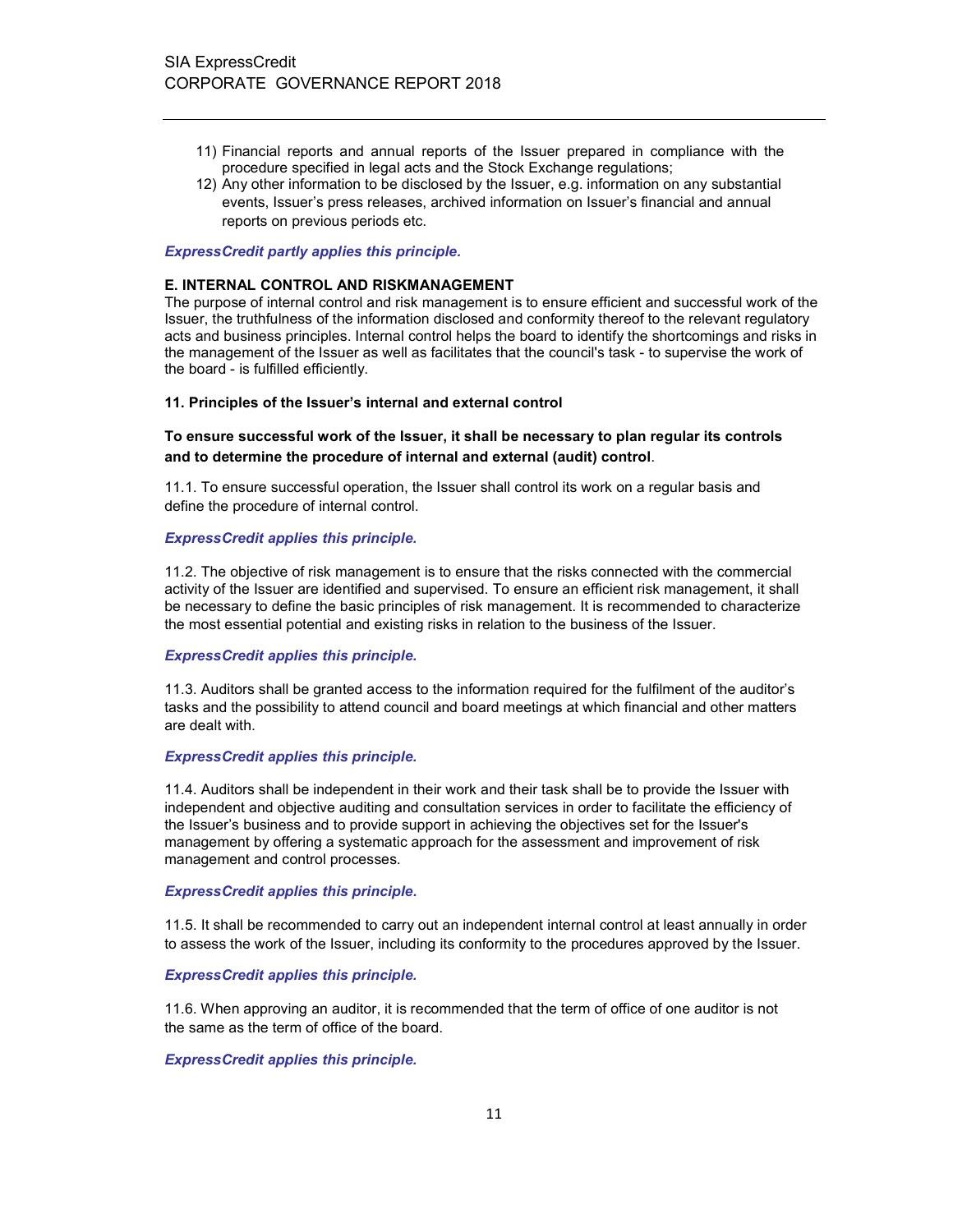11) Financial reports and annual reports of the Issuer prepared in compliance with the procedure specified in legal acts and the Stock Exchange regulations;
12) Any other information to be disclosed by the Issuer, e.g. information on any substantial events, Issuer's press releases, archived information on Issuer's financial and annual reports on previous periods etc.

***ExpressCredit partly applies this principle.***

**E. INTERNAL CONTROL AND RISKMANAGEMENT**

The purpose of internal control and risk management is to ensure efficient and successful work of the Issuer, the truthfulness of the information disclosed and conformity thereof to the relevant regulatory acts and business principles. Internal control helps the board to identify the shortcomings and risks in the management of the Issuer as well as facilitates that the council's task - to supervise the work of the board - is fulfilled efficiently.

**11. Principles of the Issuer's internal and external control**

**To ensure successful work of the Issuer, it shall be necessary to plan regular its controls and to determine the procedure of internal and external (audit) control**.

11.1. To ensure successful operation, the Issuer shall control its work on a regular basis and define the procedure of internal control.

***ExpressCredit applies this principle.***

11.2. The objective of risk management is to ensure that the risks connected with the commercial activity of the Issuer are identified and supervised. To ensure an efficient risk management, it shall be necessary to define the basic principles of risk management. It is recommended to characterize the most essential potential and existing risks in relation to the business of the Issuer.

***ExpressCredit applies this principle.***

11.3. Auditors shall be granted access to the information required for the fulfilment of the auditor's tasks and the possibility to attend council and board meetings at which financial and other matters are dealt with.

***ExpressCredit applies this principle.***

11.4. Auditors shall be independent in their work and their task shall be to provide the Issuer with independent and objective auditing and consultation services in order to facilitate the efficiency of the Issuer's business and to provide support in achieving the objectives set for the Issuer's management by offering a systematic approach for the assessment and improvement of risk management and control processes.

***ExpressCredit applies this principle.***

11.5. It shall be recommended to carry out an independent internal control at least annually in order to assess the work of the Issuer, including its conformity to the procedures approved by the Issuer.

***ExpressCredit applies this principle.***

11.6. When approving an auditor, it is recommended that the term of office of one auditor is not the same as the term of office of the board.

***ExpressCredit applies this principle.***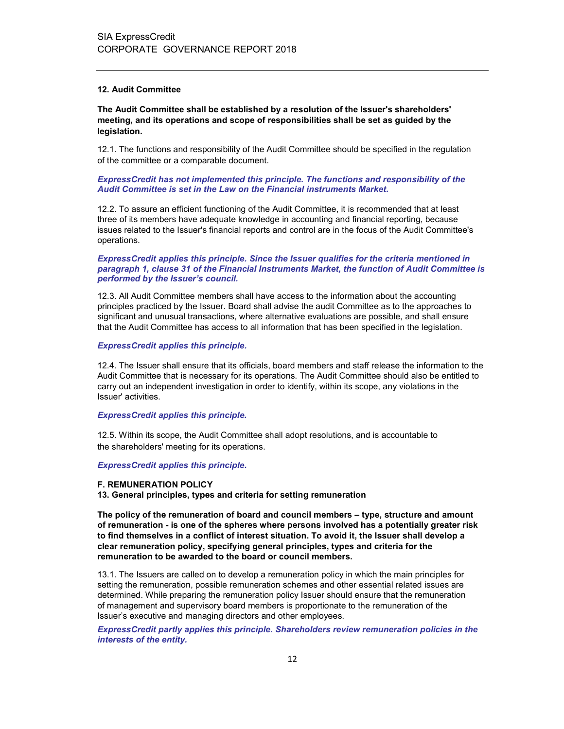**12. Audit Committee**

**The Audit Committee shall be established by a resolution of the Issuer's shareholders' meeting, and its operations and scope of responsibilities shall be set as guided by the legislation.**

12.1. The functions and responsibility of the Audit Committee should be specified in the regulation of the committee or a comparable document.

***ExpressCredit has not implemented this principle. The functions and responsibility of the Audit Committee is set in the Law on the Financial instruments Market.***

12.2. To assure an efficient functioning of the Audit Committee, it is recommended that at least three of its members have adequate knowledge in accounting and financial reporting, because issues related to the Issuer's financial reports and control are in the focus of the Audit Committee's operations.

***ExpressCredit applies this principle. Since the Issuer qualifies for the criteria mentioned in paragraph 1, clause 31 of the Financial Instruments Market, the function of Audit Committee is performed by the Issuer's council.***

12.3. All Audit Committee members shall have access to the information about the accounting principles practiced by the Issuer. Board shall advise the audit Committee as to the approaches to significant and unusual transactions, where alternative evaluations are possible, and shall ensure that the Audit Committee has access to all information that has been specified in the legislation.

***ExpressCredit applies this principle.***

12.4. The Issuer shall ensure that its officials, board members and staff release the information to the Audit Committee that is necessary for its operations. The Audit Committee should also be entitled to carry out an independent investigation in order to identify, within its scope, any violations in the Issuer' activities.

***ExpressCredit applies this principle.***

12.5. Within its scope, the Audit Committee shall adopt resolutions, and is accountable to the shareholders' meeting for its operations.

***ExpressCredit applies this principle.***

**F. REMUNERATION POLICY**

**13. General principles, types and criteria for setting remuneration**

**The policy of the remuneration of board and council members – type, structure and amount of remuneration - is one of the spheres where persons involved has a potentially greater risk to find themselves in a conflict of interest situation. To avoid it, the Issuer shall develop a clear remuneration policy, specifying general principles, types and criteria for the remuneration to be awarded to the board or council members.**

13.1. The Issuers are called on to develop a remuneration policy in which the main principles for setting the remuneration, possible remuneration schemes and other essential related issues are determined. While preparing the remuneration policy Issuer should ensure that the remuneration of management and supervisory board members is proportionate to the remuneration of the Issuer's executive and managing directors and other employees.

***ExpressCredit partly applies this principle. Shareholders review remuneration policies in the interests of the entity.***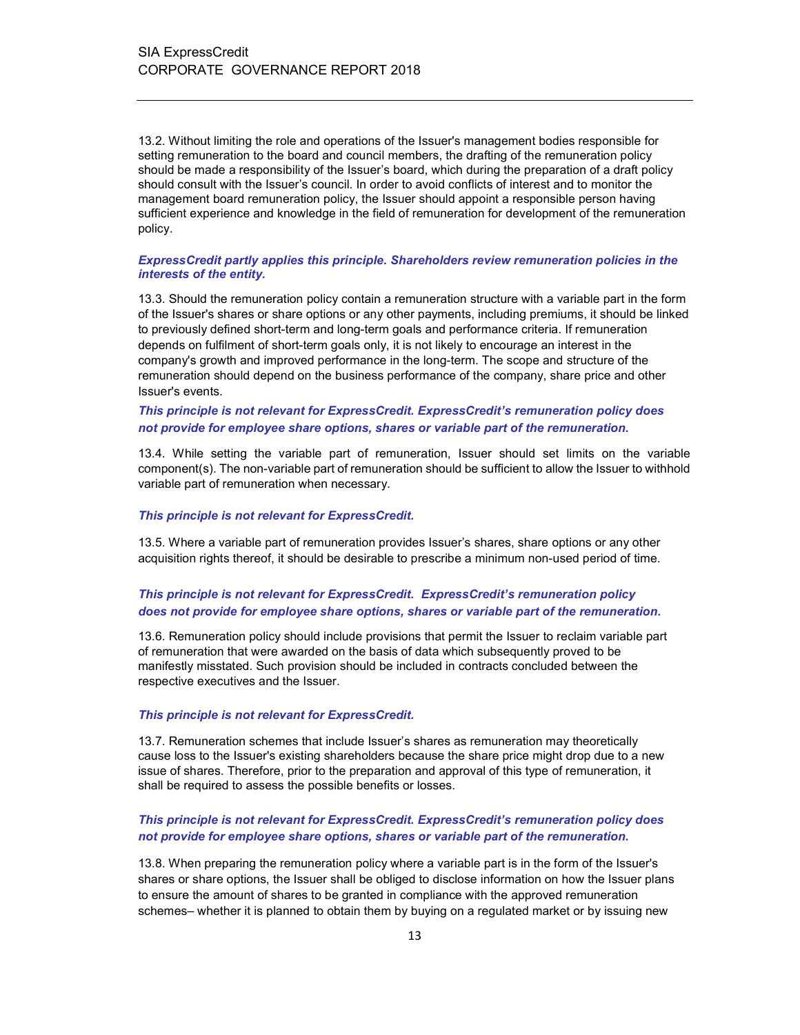13.2. Without limiting the role and operations of the Issuer's management bodies responsible for setting remuneration to the board and council members, the drafting of the remuneration policy should be made a responsibility of the Issuer's board, which during the preparation of a draft policy should consult with the Issuer's council. In order to avoid conflicts of interest and to monitor the management board remuneration policy, the Issuer should appoint a responsible person having sufficient experience and knowledge in the field of remuneration for development of the remuneration policy.

***ExpressCredit partly applies this principle. Shareholders review remuneration policies in the interests of the entity.***

13.3. Should the remuneration policy contain a remuneration structure with a variable part in the form of the Issuer's shares or share options or any other payments, including premiums, it should be linked to previously defined short-term and long-term goals and performance criteria. If remuneration depends on fulfilment of short-term goals only, it is not likely to encourage an interest in the company's growth and improved performance in the long-term. The scope and structure of the remuneration should depend on the business performance of the company, share price and other Issuer's events.

***This principle is not relevant for ExpressCredit. ExpressCredit's remuneration policy does not provide for employee share options, shares or variable part of the remuneration.***

13.4. While setting the variable part of remuneration, Issuer should set limits on the variable component(s). The non-variable part of remuneration should be sufficient to allow the Issuer to withhold variable part of remuneration when necessary.

***This principle is not relevant for ExpressCredit.***

13.5. Where a variable part of remuneration provides Issuer's shares, share options or any other acquisition rights thereof, it should be desirable to prescribe a minimum non-used period of time.

***This principle is not relevant for ExpressCredit. ExpressCredit's remuneration policy does not provide for employee share options, shares or variable part of the remuneration.***

13.6. Remuneration policy should include provisions that permit the Issuer to reclaim variable part of remuneration that were awarded on the basis of data which subsequently proved to be manifestly misstated. Such provision should be included in contracts concluded between the respective executives and the Issuer.

***This principle is not relevant for ExpressCredit.***

13.7. Remuneration schemes that include Issuer's shares as remuneration may theoretically cause loss to the Issuer's existing shareholders because the share price might drop due to a new issue of shares. Therefore, prior to the preparation and approval of this type of remuneration, it shall be required to assess the possible benefits or losses.

***This principle is not relevant for ExpressCredit. ExpressCredit's remuneration policy does not provide for employee share options, shares or variable part of the remuneration.***

13.8. When preparing the remuneration policy where a variable part is in the form of the Issuer's shares or share options, the Issuer shall be obliged to disclose information on how the Issuer plans to ensure the amount of shares to be granted in compliance with the approved remuneration schemes– whether it is planned to obtain them by buying on a regulated market or by issuing new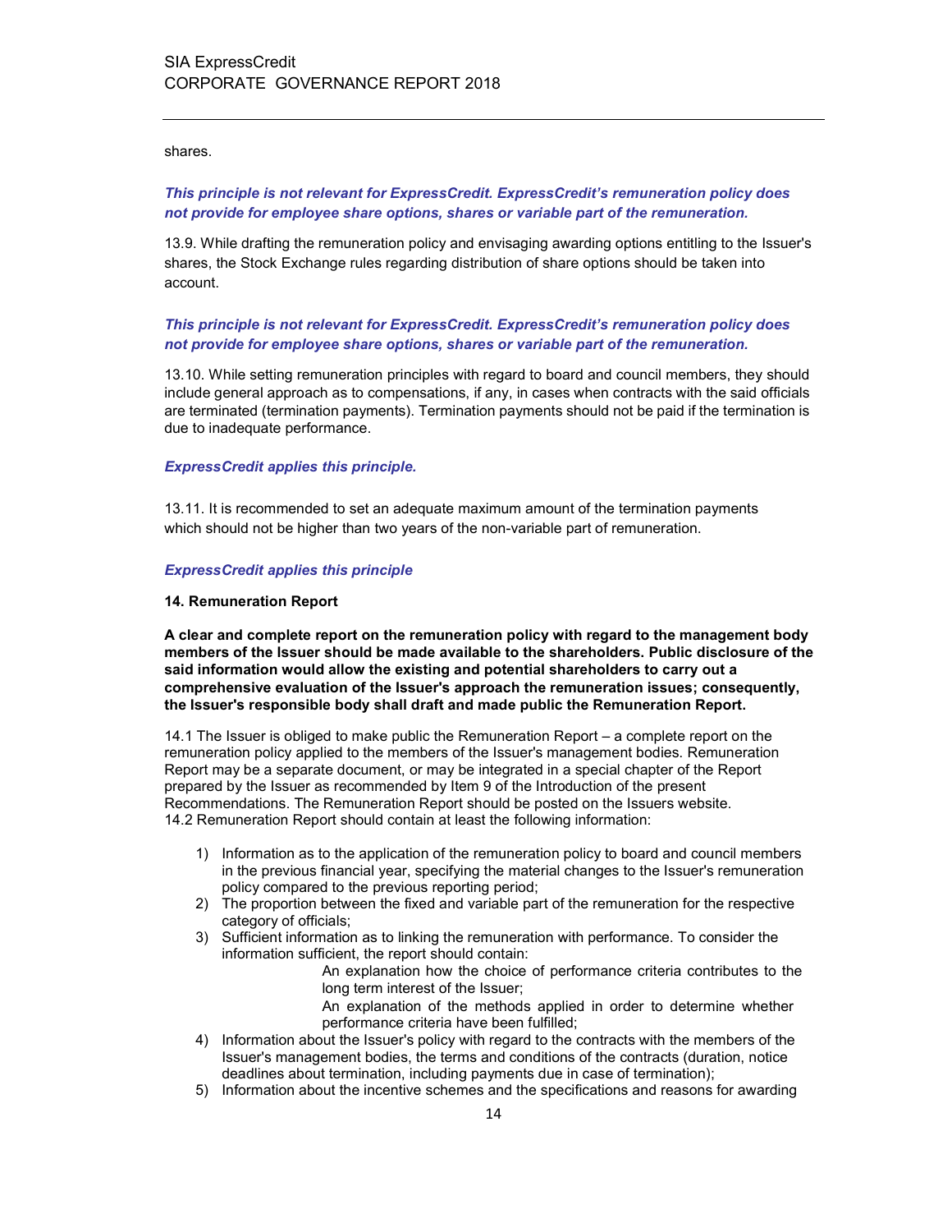shares.

***This principle is not relevant for ExpressCredit. ExpressCredit's remuneration policy does not provide for employee share options, shares or variable part of the remuneration.***

13.9. While drafting the remuneration policy and envisaging awarding options entitling to the Issuer's shares, the Stock Exchange rules regarding distribution of share options should be taken into account.

***This principle is not relevant for ExpressCredit. ExpressCredit's remuneration policy does not provide for employee share options, shares or variable part of the remuneration.***

13.10. While setting remuneration principles with regard to board and council members, they should include general approach as to compensations, if any, in cases when contracts with the said officials are terminated (termination payments). Termination payments should not be paid if the termination is due to inadequate performance.

***ExpressCredit applies this principle.***

13.11. It is recommended to set an adequate maximum amount of the termination payments which should not be higher than two years of the non-variable part of remuneration.

***ExpressCredit applies this principle***

**14. Remuneration Report**

**A clear and complete report on the remuneration policy with regard to the management body members of the Issuer should be made available to the shareholders. Public disclosure of the said information would allow the existing and potential shareholders to carry out a comprehensive evaluation of the Issuer's approach the remuneration issues; consequently, the Issuer's responsible body shall draft and made public the Remuneration Report.**

14.1 The Issuer is obliged to make public the Remuneration Report – a complete report on the remuneration policy applied to the members of the Issuer's management bodies. Remuneration Report may be a separate document, or may be integrated in a special chapter of the Report prepared by the Issuer as recommended by Item 9 of the Introduction of the present Recommendations. The Remuneration Report should be posted on the Issuers website.
14.2 Remuneration Report should contain at least the following information:

1) Information as to the application of the remuneration policy to board and council members in the previous financial year, specifying the material changes to the Issuer's remuneration policy compared to the previous reporting period;
2) The proportion between the fixed and variable part of the remuneration for the respective category of officials;
3) Sufficient information as to linking the remuneration with performance. To consider the information sufficient, the report should contain:
    - An explanation how the choice of performance criteria contributes to the long term interest of the Issuer;
    - An explanation of the methods applied in order to determine whether performance criteria have been fulfilled;
4) Information about the Issuer's policy with regard to the contracts with the members of the Issuer's management bodies, the terms and conditions of the contracts (duration, notice deadlines about termination, including payments due in case of termination);
5) Information about the incentive schemes and the specifications and reasons for awarding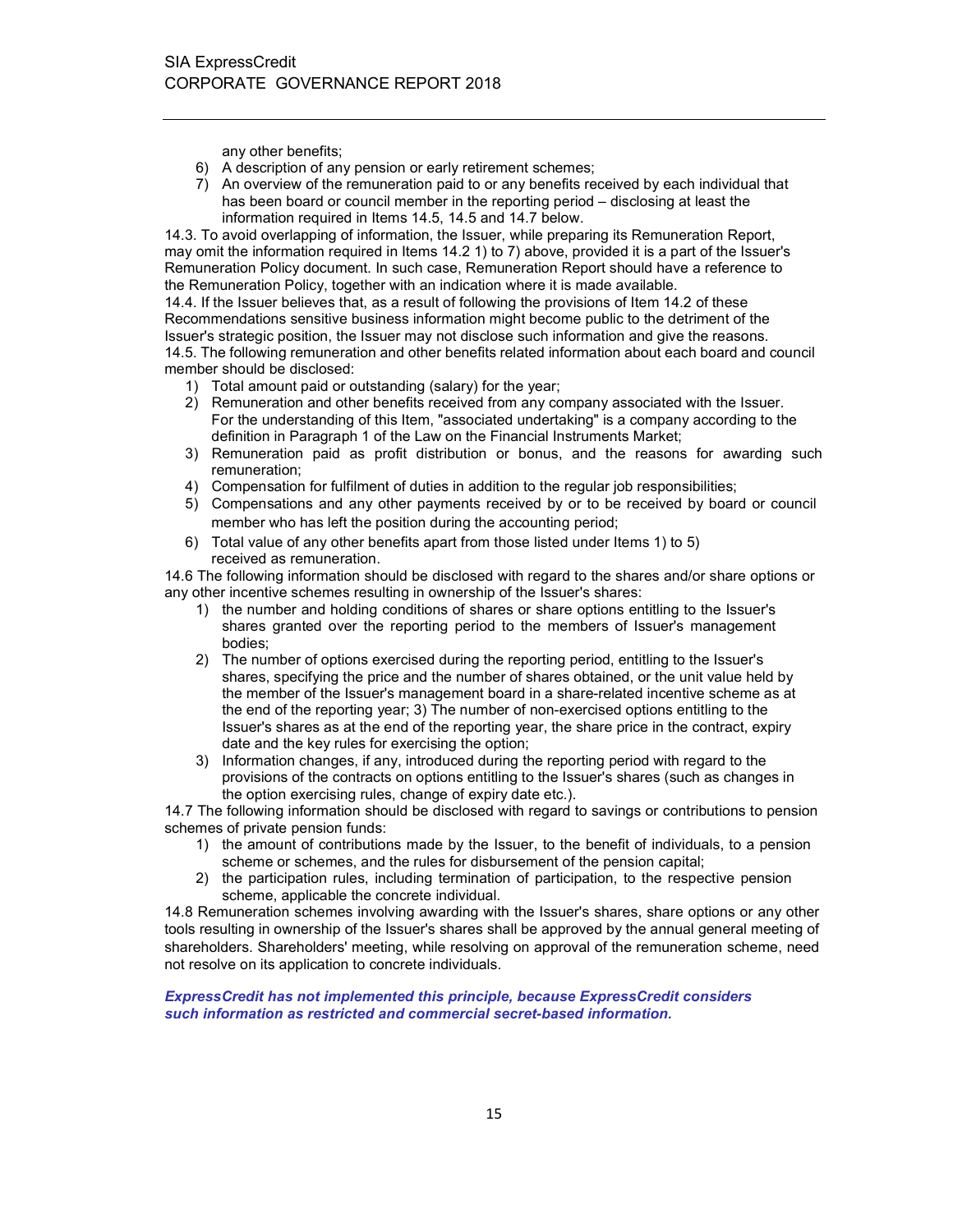any other benefits;

6) A description of any pension or early retirement schemes;
7) An overview of the remuneration paid to or any benefits received by each individual that has been board or council member in the reporting period – disclosing at least the information required in Items 14.5, 14.5 and 14.7 below.

14.3. To avoid overlapping of information, the Issuer, while preparing its Remuneration Report, may omit the information required in Items 14.2 1) to 7) above, provided it is a part of the Issuer's Remuneration Policy document. In such case, Remuneration Report should have a reference to the Remuneration Policy, together with an indication where it is made available.

14.4. If the Issuer believes that, as a result of following the provisions of Item 14.2 of these Recommendations sensitive business information might become public to the detriment of the Issuer's strategic position, the Issuer may not disclose such information and give the reasons.

14.5. The following remuneration and other benefits related information about each board and council member should be disclosed:

1) Total amount paid or outstanding (salary) for the year;
2) Remuneration and other benefits received from any company associated with the Issuer. For the understanding of this Item, "associated undertaking" is a company according to the definition in Paragraph 1 of the Law on the Financial Instruments Market;
3) Remuneration paid as profit distribution or bonus, and the reasons for awarding such remuneration;
4) Compensation for fulfilment of duties in addition to the regular job responsibilities;
5) Compensations and any other payments received by or to be received by board or council member who has left the position during the accounting period;
6) Total value of any other benefits apart from those listed under Items 1) to 5) received as remuneration.

14.6 The following information should be disclosed with regard to the shares and/or share options or any other incentive schemes resulting in ownership of the Issuer's shares:

1) the number and holding conditions of shares or share options entitling to the Issuer's shares granted over the reporting period to the members of Issuer's management bodies;
2) The number of options exercised during the reporting period, entitling to the Issuer's shares, specifying the price and the number of shares obtained, or the unit value held by the member of the Issuer's management board in a share-related incentive scheme as at the end of the reporting year; 3) The number of non-exercised options entitling to the Issuer's shares as at the end of the reporting year, the share price in the contract, expiry date and the key rules for exercising the option;
3) Information changes, if any, introduced during the reporting period with regard to the provisions of the contracts on options entitling to the Issuer's shares (such as changes in the option exercising rules, change of expiry date etc.).

14.7 The following information should be disclosed with regard to savings or contributions to pension schemes of private pension funds:

1) the amount of contributions made by the Issuer, to the benefit of individuals, to a pension scheme or schemes, and the rules for disbursement of the pension capital;
2) the participation rules, including termination of participation, to the respective pension scheme, applicable the concrete individual.

14.8 Remuneration schemes involving awarding with the Issuer's shares, share options or any other tools resulting in ownership of the Issuer's shares shall be approved by the annual general meeting of shareholders. Shareholders' meeting, while resolving on approval of the remuneration scheme, need not resolve on its application to concrete individuals.

***ExpressCredit has not implemented this principle, because ExpressCredit considers such information as restricted and commercial secret-based information.***